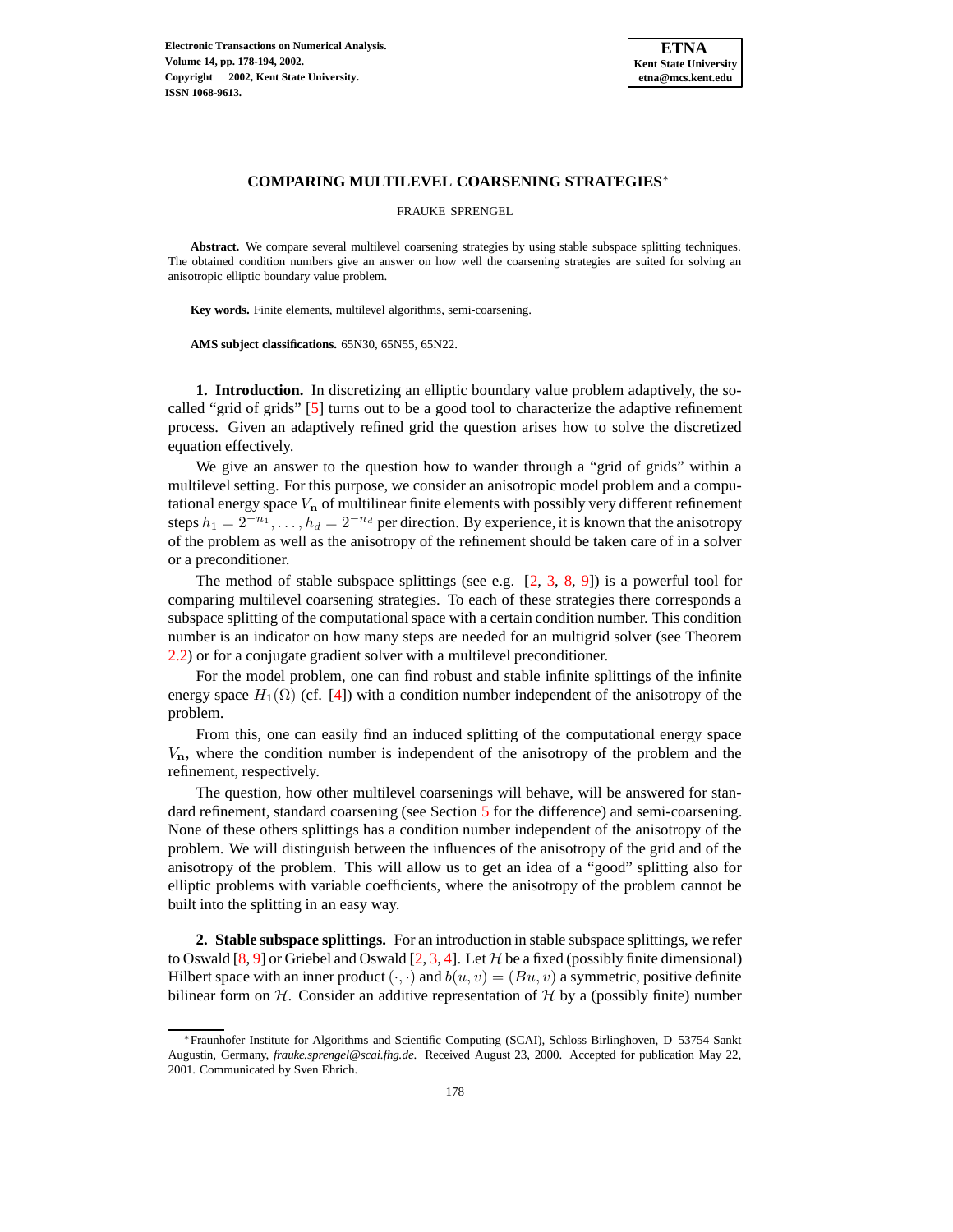# COMPARING MULTILEVEL COARSENING STRATEGIES*

FRAUKE SPRENGEL

**Abstract.** We compare several multilevel coarsening strategies by using stable subspace splitting techniques. The obtained condition numbers give an answer on how well the coarsening strategies are suited for solving an anisotropic elliptic boundary value problem.

**Key words.** Finite elements, multilevel algorithms, semi-coarsening.

**AMS subject classifications.** 65N30, 65N55, 65N22.

**1. Introduction.** In discretizing an elliptic boundary value problem adaptively, the so-called "grid of grids" [5] turns out to be a good tool to characterize the adaptive refinement process. Given an adaptively refined grid the question arises how to solve the discretized equation effectively.

We give an answer to the question how to wander through a "grid of grids" within a multilevel setting. For this purpose, we consider an anisotropic model problem and a computational energy space $V_{\mathbf{n}}$ of multilinear finite elements with possibly very different refinement steps $h_1 = 2^{-n_1}, \ldots, h_d = 2^{-n_d}$ per direction. By experience, it is known that the anisotropy of the problem as well as the anisotropy of the refinement should be taken care of in a solver or a preconditioner.

The method of stable subspace splittings (see e.g. [2, 3, 8, 9]) is a powerful tool for comparing multilevel coarsening strategies. To each of these strategies there corresponds a subspace splitting of the computational space with a certain condition number. This condition number is an indicator on how many steps are needed for an multigrid solver (see Theorem 2.2) or for a conjugate gradient solver with a multilevel preconditioner.

For the model problem, one can find robust and stable infinite splittings of the infinite energy space $H_1(\Omega)$ (cf. [4]) with a condition number independent of the anisotropy of the problem.

From this, one can easily find an induced splitting of the computational energy space $V_{\mathbf{n}}$, where the condition number is independent of the anisotropy of the problem and the refinement, respectively.

The question, how other multilevel coarsenings will behave, will be answered for standard refinement, standard coarsening (see Section 5 for the difference) and semi-coarsening. None of these others splittings has a condition number independent of the anisotropy of the problem. We will distinguish between the influences of the anisotropy of the grid and of the anisotropy of the problem. This will allow us to get an idea of a "good" splitting also for elliptic problems with variable coefficients, where the anisotropy of the problem cannot be built into the splitting in an easy way.

**2. Stable subspace splittings.** For an introduction in stable subspace splittings, we refer to Oswald [8, 9] or Griebel and Oswald [2, 3, 4]. Let $\mathcal{H}$ be a fixed (possibly finite dimensional) Hilbert space with an inner product $(\cdot,\cdot)$ and $b(u,v) = (Bu,v)$ a symmetric, positive definite bilinear form on $\mathcal{H}$. Consider an additive representation of $\mathcal{H}$ by a (possibly finite) number

*Fraunhofer Institute for Algorithms and Scientific Computing (SCAI), Schloss Birlinghoven, D–53754 Sankt Augustin, Germany, *frauke.sprengel@scai.fhg.de*. Received August 23, 2000. Accepted for publication May 22, 2001. Communicated by Sven Ehrich.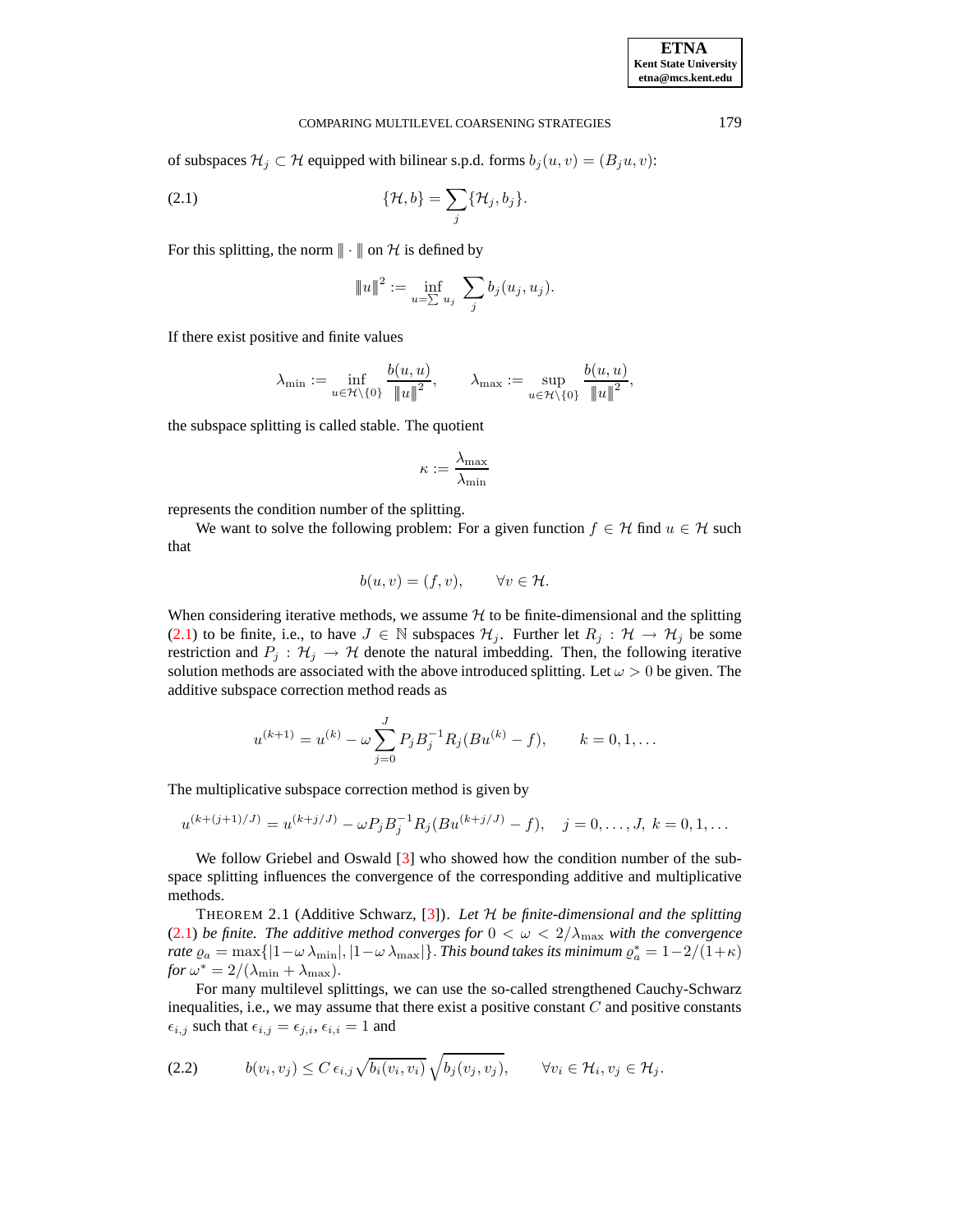of subspaces $\mathcal{H}_j \subset \mathcal{H}$ equipped with bilinear s.p.d. forms $b_j(u,v) = (B_j u, v)$:

$$\{\mathcal{H}, b\} = \sum_j \{\mathcal{H}_j, b_j\}. \tag{2.1}$$

For this splitting, the norm $\|\cdot\|$ on $\mathcal{H}$ is defined by

$$\|u\|^2 := \inf_{u=\sum u_j} \sum_j b_j(u_j, u_j).$$

If there exist positive and finite values

$$\lambda_{\min} := \inf_{u \in \mathcal{H}\setminus\{0\}} \frac{b(u,u)}{\|u\|^2}, \qquad \lambda_{\max} := \sup_{u \in \mathcal{H}\setminus\{0\}} \frac{b(u,u)}{\|u\|^2},$$

the subspace splitting is called stable. The quotient

$$\kappa := \frac{\lambda_{\max}}{\lambda_{\min}}$$

represents the condition number of the splitting.

We want to solve the following problem: For a given function $f \in \mathcal{H}$ find $u \in \mathcal{H}$ such that

$$b(u,v) = (f,v), \qquad \forall v \in \mathcal{H}.$$

When considering iterative methods, we assume $\mathcal{H}$ to be finite-dimensional and the splitting (2.1) to be finite, i.e., to have $J \in \mathbb{N}$ subspaces $\mathcal{H}_j$. Further let $R_j : \mathcal{H} \to \mathcal{H}_j$ be some restriction and $P_j : \mathcal{H}_j \to \mathcal{H}$ denote the natural imbedding. Then, the following iterative solution methods are associated with the above introduced splitting. Let $\omega > 0$ be given. The additive subspace correction method reads as

$$u^{(k+1)} = u^{(k)} - \omega \sum_{j=0}^{J} P_j B_j^{-1} R_j (B u^{(k)} - f), \qquad k = 0, 1, \ldots$$

The multiplicative subspace correction method is given by

$$u^{(k+(j+1)/J)} = u^{(k+j/J)} - \omega P_j B_j^{-1} R_j (B u^{(k+j/J)} - f), \quad j = 0, \ldots, J,\ k = 0, 1, \ldots$$

We follow Griebel and Oswald [3] who showed how the condition number of the subspace splitting influences the convergence of the corresponding additive and multiplicative methods.

THEOREM 2.1 (Additive Schwarz, [3]). *Let $\mathcal{H}$ be finite-dimensional and the splitting (2.1) be finite. The additive method converges for $0 < \omega < 2/\lambda_{\max}$ with the convergence rate $\varrho_a = \max\{|1-\omega\,\lambda_{\min}|, |1-\omega\,\lambda_{\max}|\}$. This bound takes its minimum $\varrho_a^* = 1-2/(1+\kappa)$ for $\omega^* = 2/(\lambda_{\min} + \lambda_{\max})$.*

For many multilevel splittings, we can use the so-called strengthened Cauchy-Schwarz inequalities, i.e., we may assume that there exist a positive constant $C$ and positive constants $\epsilon_{i,j}$ such that $\epsilon_{i,j} = \epsilon_{j,i}$, $\epsilon_{i,i} = 1$ and

$$b(v_i, v_j) \le C\,\epsilon_{i,j} \sqrt{b_i(v_i, v_i)}\,\sqrt{b_j(v_j, v_j)}, \qquad \forall v_i \in \mathcal{H}_i, v_j \in \mathcal{H}_j. \tag{2.2}$$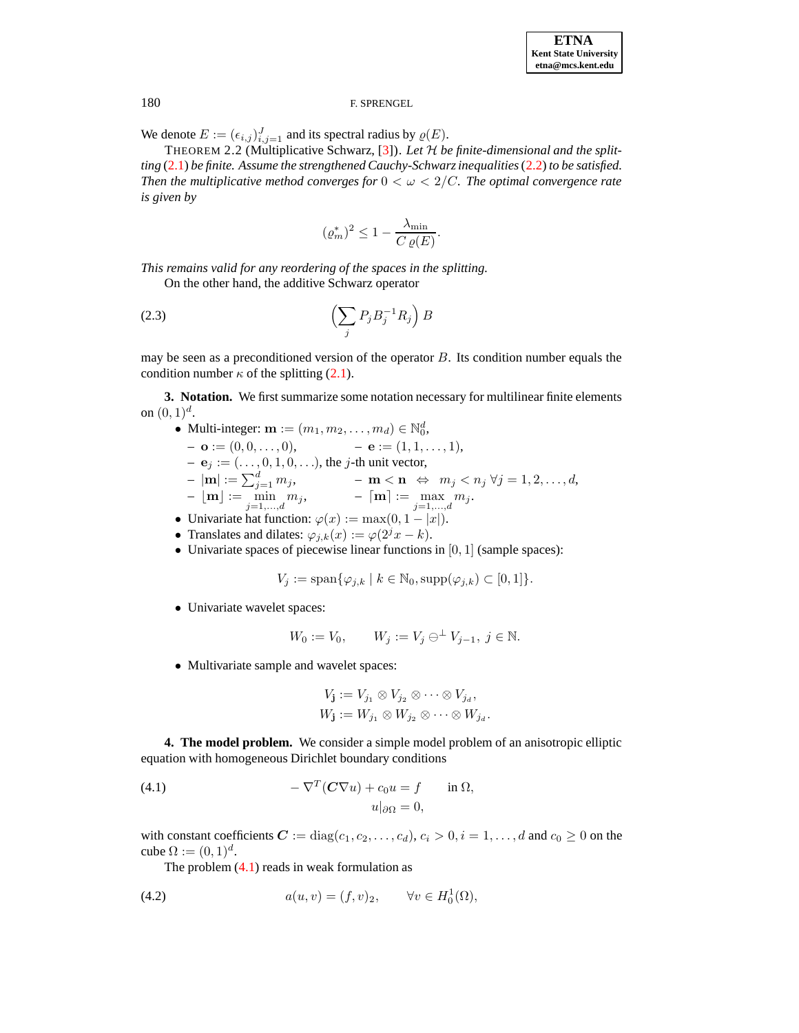We denote $E := (\epsilon_{i,j})_{i,j=1}^{J}$ and its spectral radius by $\varrho(E)$.

THEOREM 2.2 (Multiplicative Schwarz, [3]). *Let $\mathcal{H}$ be finite-dimensional and the splitting (2.1) be finite. Assume the strengthened Cauchy-Schwarz inequalities (2.2) to be satisfied. Then the multiplicative method converges for $0 < \omega < 2/C$. The optimal convergence rate is given by*

$$(\varrho_m^*)^2 \leq 1 - \frac{\lambda_{\min}}{C\,\varrho(E)}.$$

*This remains valid for any reordering of the spaces in the splitting.*

On the other hand, the additive Schwarz operator

$$\left(\sum_j P_j B_j^{-1} R_j\right) B \tag{2.3}$$

may be seen as a preconditioned version of the operator $B$. Its condition number equals the condition number $\kappa$ of the splitting (2.1).

## 3. Notation.

We first summarize some notation necessary for multilinear finite elements on $(0,1)^d$.

- Multi-integer: $\mathbf{m} := (m_1, m_2, \ldots, m_d) \in \mathbb{N}_0^d$,
  - $\mathbf{o} := (0, 0, \ldots, 0)$,
  - $\mathbf{e} := (1, 1, \ldots, 1)$,
  - $\mathbf{e}_j := (\ldots, 0, 1, 0, \ldots)$, the $j$-th unit vector,
  - $|\mathbf{m}| := \sum_{j=1}^{d} m_j$,
  - $\mathbf{m} < \mathbf{n} \;\Leftrightarrow\; m_j < n_j \;\forall j = 1, 2, \ldots, d$,
  - $\lfloor \mathbf{m} \rfloor := \min\limits_{j=1,\ldots,d} m_j$,
  - $\lceil \mathbf{m} \rceil := \max\limits_{j=1,\ldots,d} m_j$.
- Univariate hat function: $\varphi(x) := \max(0, 1 - |x|)$.
- Translates and dilates: $\varphi_{j,k}(x) := \varphi(2^j x - k)$.
- Univariate spaces of piecewise linear functions in $[0,1]$ (sample spaces):

$$V_j := \operatorname{span}\{\varphi_{j,k} \mid k \in \mathbb{N}_0, \operatorname{supp}(\varphi_{j,k}) \subset [0,1]\}.$$

- Univariate wavelet spaces:

$$W_0 := V_0, \qquad W_j := V_j \ominus^{\perp} V_{j-1},\; j \in \mathbb{N}.$$

- Multivariate sample and wavelet spaces:

$$V_{\mathbf{j}} := V_{j_1} \otimes V_{j_2} \otimes \cdots \otimes V_{j_d},$$
$$W_{\mathbf{j}} := W_{j_1} \otimes W_{j_2} \otimes \cdots \otimes W_{j_d}.$$

## 4. The model problem.

We consider a simple model problem of an anisotropic elliptic equation with homogeneous Dirichlet boundary conditions

$$\begin{aligned} -\nabla^T(\boldsymbol{C}\nabla u) + c_0 u &= f \qquad \text{in } \Omega, \\ u|_{\partial\Omega} &= 0, \end{aligned} \tag{4.1}$$

with constant coefficients $\boldsymbol{C} := \operatorname{diag}(c_1, c_2, \ldots, c_d)$, $c_i > 0, i = 1, \ldots, d$ and $c_0 \geq 0$ on the cube $\Omega := (0,1)^d$.

The problem (4.1) reads in weak formulation as

$$a(u, v) = (f, v)_2, \qquad \forall v \in H_0^1(\Omega), \tag{4.2}$$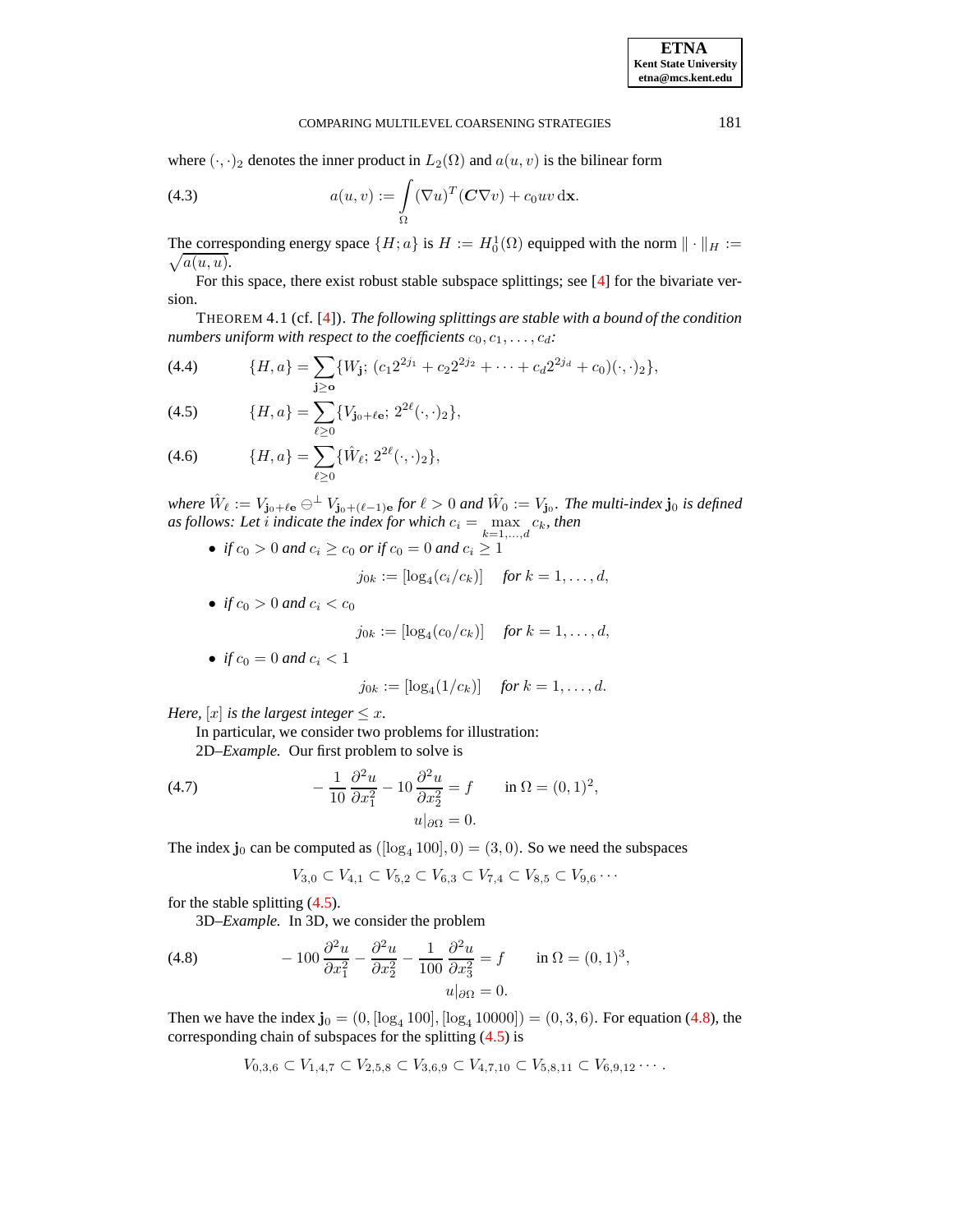where $(\cdot,\cdot)_2$ denotes the inner product in $L_2(\Omega)$ and $a(u,v)$ is the bilinear form

$$a(u,v) := \int_\Omega (\nabla u)^T (\boldsymbol{C}\nabla v) + c_0 uv \,\mathrm{d}\mathbf{x}. \tag{4.3}$$

The corresponding energy space $\{H; a\}$ is $H := H_0^1(\Omega)$ equipped with the norm $\|\cdot\|_H := \sqrt{a(u,u)}$.

For this space, there exist robust stable subspace splittings; see [4] for the bivariate version.

THEOREM 4.1 (cf. [4]). *The following splittings are stable with a bound of the condition numbers uniform with respect to the coefficients* $c_0, c_1, \ldots, c_d$*:*

$$\{H, a\} = \sum_{\mathbf{j}\geq \mathbf{o}} \{W_{\mathbf{j}};\, (c_1 2^{2j_1} + c_2 2^{2j_2} + \cdots + c_d 2^{2j_d} + c_0)(\cdot,\cdot)_2\}, \tag{4.4}$$

$$\{H, a\} = \sum_{\ell\geq 0} \{V_{\mathbf{j}_0+\ell\mathbf{e}};\, 2^{2\ell}(\cdot,\cdot)_2\}, \tag{4.5}$$

$$\{H, a\} = \sum_{\ell\geq 0} \{\hat{W}_\ell;\, 2^{2\ell}(\cdot,\cdot)_2\}, \tag{4.6}$$

*where* $\hat{W}_\ell := V_{\mathbf{j}_0+\ell\mathbf{e}} \ominus^\perp V_{\mathbf{j}_0+(\ell-1)\mathbf{e}}$ *for* $\ell > 0$ *and* $\hat{W}_0 := V_{\mathbf{j}_0}$*. The multi-index* $\mathbf{j}_0$ *is defined as follows: Let* $i$ *indicate the index for which* $c_i = \max_{k=1,\ldots,d} c_k$*, then*

- *if* $c_0 > 0$ *and* $c_i \geq c_0$ *or if* $c_0 = 0$ *and* $c_i \geq 1$

$$j_{0k} := [\log_4(c_i/c_k)] \quad \textit{for } k = 1,\ldots,d,$$

- *if* $c_0 > 0$ *and* $c_i < c_0$

$$j_{0k} := [\log_4(c_0/c_k)] \quad \textit{for } k = 1,\ldots,d,$$

- *if* $c_0 = 0$ *and* $c_i < 1$

$$j_{0k} := [\log_4(1/c_k)] \quad \textit{for } k = 1,\ldots,d.$$

*Here,* $[x]$ *is the largest integer* $\leq x$*.*

In particular, we consider two problems for illustration:

2D–*Example.* Our first problem to solve is

$$-\frac{1}{10}\frac{\partial^2 u}{\partial x_1^2} - 10\frac{\partial^2 u}{\partial x_2^2} = f \qquad \text{in } \Omega = (0,1)^2, \tag{4.7}$$
$$u|_{\partial\Omega} = 0.$$

The index $\mathbf{j}_0$ can be computed as $([\log_4 100], 0) = (3, 0)$. So we need the subspaces

$$V_{3,0} \subset V_{4,1} \subset V_{5,2} \subset V_{6,3} \subset V_{7,4} \subset V_{8,5} \subset V_{9,6} \cdots$$

for the stable splitting (4.5).

3D–*Example.* In 3D, we consider the problem

$$-100\frac{\partial^2 u}{\partial x_1^2} - \frac{\partial^2 u}{\partial x_2^2} - \frac{1}{100}\frac{\partial^2 u}{\partial x_3^2} = f \qquad \text{in } \Omega = (0,1)^3, \tag{4.8}$$
$$u|_{\partial\Omega} = 0.$$

Then we have the index $\mathbf{j}_0 = (0, [\log_4 100], [\log_4 10000]) = (0, 3, 6)$. For equation (4.8), the corresponding chain of subspaces for the splitting (4.5) is

$$V_{0,3,6} \subset V_{1,4,7} \subset V_{2,5,8} \subset V_{3,6,9} \subset V_{4,7,10} \subset V_{5,8,11} \subset V_{6,9,12} \cdots .$$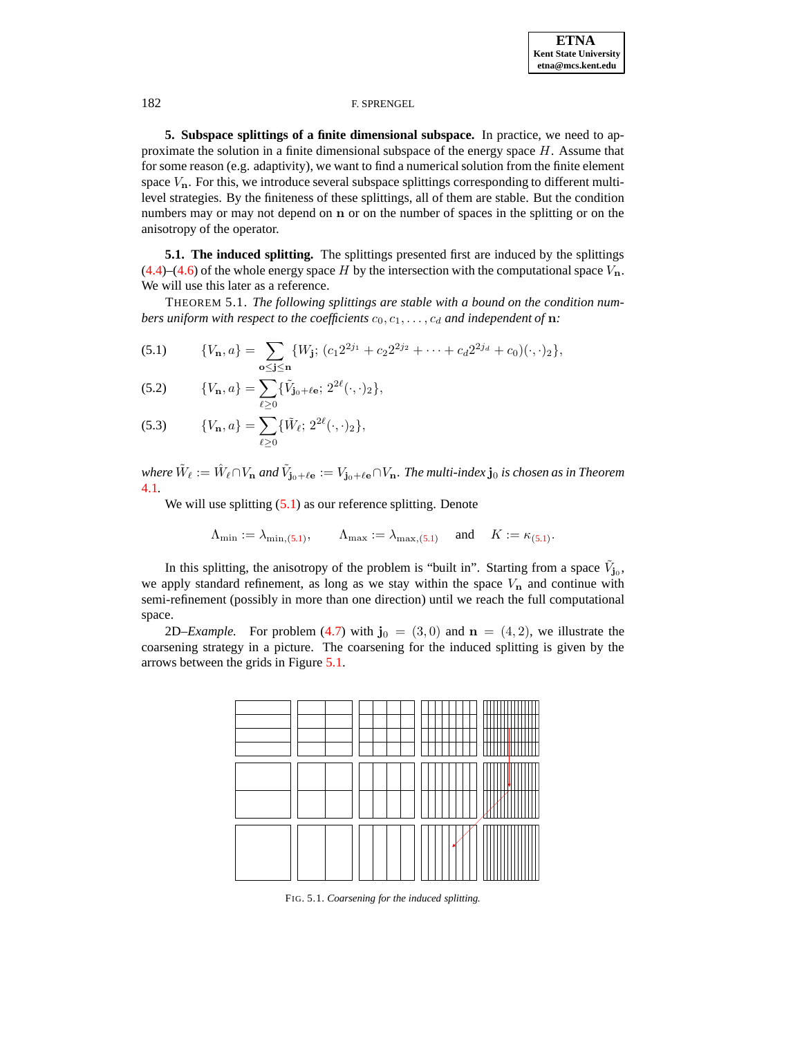## 5. Subspace splittings of a finite dimensional subspace.

In practice, we need to approximate the solution in a finite dimensional subspace of the energy space $H$. Assume that for some reason (e.g. adaptivity), we want to find a numerical solution from the finite element space $V_{\mathbf{n}}$. For this, we introduce several subspace splittings corresponding to different multilevel strategies. By the finiteness of these splittings, all of them are stable. But the condition numbers may or may not depend on $\mathbf{n}$ or on the number of spaces in the splitting or on the anisotropy of the operator.

### 5.1. The induced splitting.

The splittings presented first are induced by the splittings (4.4)–(4.6) of the whole energy space $H$ by the intersection with the computational space $V_{\mathbf{n}}$. We will use this later as a reference.

THEOREM 5.1. *The following splittings are stable with a bound on the condition numbers uniform with respect to the coefficients $c_0, c_1, \ldots, c_d$ and independent of $\mathbf{n}$:*

$$\{V_{\mathbf{n}}, a\} = \sum_{\mathbf{o} \leq \mathbf{j} \leq \mathbf{n}} \{W_{\mathbf{j}};\, (c_1 2^{2j_1} + c_2 2^{2j_2} + \cdots + c_d 2^{2j_d} + c_0)(\cdot,\cdot)_2\}, \tag{5.1}$$

$$\{V_{\mathbf{n}}, a\} = \sum_{\ell \geq 0} \{\tilde{V}_{\mathbf{j}_0 + \ell\mathbf{e}};\, 2^{2\ell}(\cdot,\cdot)_2\}, \tag{5.2}$$

$$\{V_{\mathbf{n}}, a\} = \sum_{\ell \geq 0} \{\tilde{W}_{\ell};\, 2^{2\ell}(\cdot,\cdot)_2\}, \tag{5.3}$$

*where $\tilde{W}_\ell := \hat{W}_\ell \cap V_{\mathbf{n}}$ and $\tilde{V}_{\mathbf{j}_0+\ell\mathbf{e}} := V_{\mathbf{j}_0+\ell\mathbf{e}} \cap V_{\mathbf{n}}$. The multi-index $\mathbf{j}_0$ is chosen as in Theorem 4.1.*

We will use splitting (5.1) as our reference splitting. Denote

$$\Lambda_{\min} := \lambda_{\min,(5.1)}, \qquad \Lambda_{\max} := \lambda_{\max,(5.1)} \quad \text{and} \quad K := \kappa_{(5.1)}.$$

In this splitting, the anisotropy of the problem is "built in". Starting from a space $\tilde{V}_{\mathbf{j}_0}$, we apply standard refinement, as long as we stay within the space $V_{\mathbf{n}}$ and continue with semi-refinement (possibly in more than one direction) until we reach the full computational space.

2D–*Example.* For problem (4.7) with $\mathbf{j}_0 = (3, 0)$ and $\mathbf{n} = (4, 2)$, we illustrate the coarsening strategy in a picture. The coarsening for the induced splitting is given by the arrows between the grids in Figure 5.1.

FIG. 5.1. *Coarsening for the induced splitting.*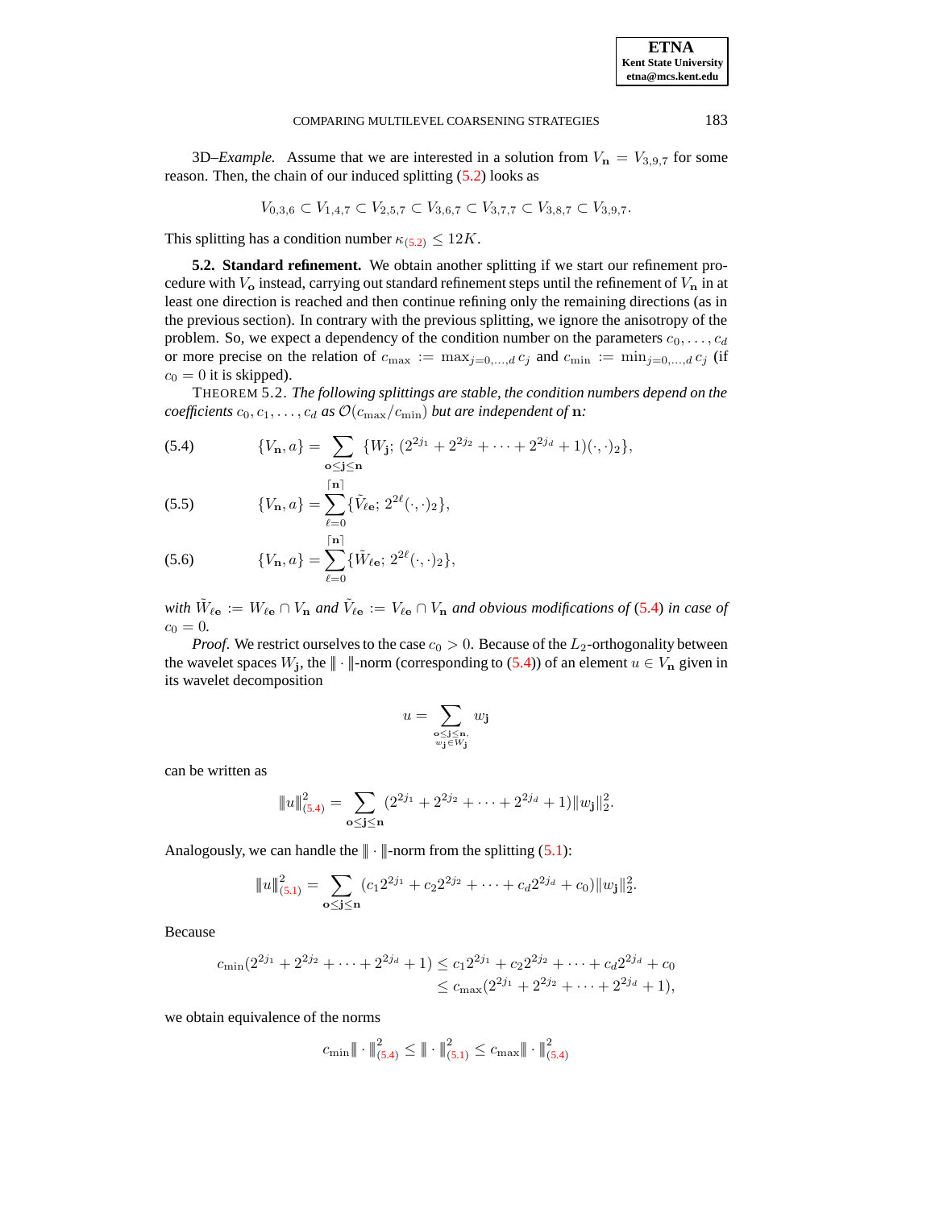3D–*Example.* Assume that we are interested in a solution from $V_{\mathbf{n}} = V_{3,9,7}$ for some reason. Then, the chain of our induced splitting (5.2) looks as

$$V_{0,3,6} \subset V_{1,4,7} \subset V_{2,5,7} \subset V_{3,6,7} \subset V_{3,7,7} \subset V_{3,8,7} \subset V_{3,9,7}.$$

This splitting has a condition number $\kappa_{(5.2)} \leq 12K$.

**5.2. Standard refinement.** We obtain another splitting if we start our refinement procedure with $V_{\mathbf{o}}$ instead, carrying out standard refinement steps until the refinement of $V_{\mathbf{n}}$ in at least one direction is reached and then continue refining only the remaining directions (as in the previous section). In contrary with the previous splitting, we ignore the anisotropy of the problem. So, we expect a dependency of the condition number on the parameters $c_0, \ldots, c_d$ or more precise on the relation of $c_{\max} := \max_{j=0,\ldots,d} c_j$ and $c_{\min} := \min_{j=0,\ldots,d} c_j$ (if $c_0 = 0$ it is skipped).

THEOREM 5.2. *The following splittings are stable, the condition numbers depend on the coefficients $c_0, c_1, \ldots, c_d$ as $\mathcal{O}(c_{\max}/c_{\min})$ but are independent of $\mathbf{n}$:*

$$\{V_{\mathbf{n}}, a\} = \sum_{\mathbf{o} \leq \mathbf{j} \leq \mathbf{n}} \{W_{\mathbf{j}};\, (2^{2j_1} + 2^{2j_2} + \cdots + 2^{2j_d} + 1)(\cdot,\cdot)_2\}, \tag{5.4}$$

$$\{V_{\mathbf{n}}, a\} = \sum_{\ell=0}^{\lceil \mathbf{n} \rceil} \{\tilde{V}_{\ell\mathbf{e}};\, 2^{2\ell}(\cdot,\cdot)_2\}, \tag{5.5}$$

$$\{V_{\mathbf{n}}, a\} = \sum_{\ell=0}^{\lceil \mathbf{n} \rceil} \{\tilde{W}_{\ell\mathbf{e}};\, 2^{2\ell}(\cdot,\cdot)_2\}, \tag{5.6}$$

*with $\tilde{W}_{\ell\mathbf{e}} := W_{\ell\mathbf{e}} \cap V_{\mathbf{n}}$ and $\tilde{V}_{\ell\mathbf{e}} := V_{\ell\mathbf{e}} \cap V_{\mathbf{n}}$ and obvious modifications of (5.4) in case of $c_0 = 0$.*

*Proof.* We restrict ourselves to the case $c_0 > 0$. Because of the $L_2$-orthogonality between the wavelet spaces $W_{\mathbf{j}}$, the $|\!|\!| \cdot |\!|\!|$-norm (corresponding to (5.4)) of an element $u \in V_{\mathbf{n}}$ given in its wavelet decomposition

$$u = \sum_{\substack{\mathbf{o} \leq \mathbf{j} \leq \mathbf{n}, \\ w_{\mathbf{j}} \in W_{\mathbf{j}}}} w_{\mathbf{j}}$$

can be written as

$$|\!|\!| u |\!|\!|^2_{(5.4)} = \sum_{\mathbf{o} \leq \mathbf{j} \leq \mathbf{n}} (2^{2j_1} + 2^{2j_2} + \cdots + 2^{2j_d} + 1) \| w_{\mathbf{j}} \|_2^2.$$

Analogously, we can handle the $|\!|\!| \cdot |\!|\!|$-norm from the splitting (5.1):

$$|\!|\!| u |\!|\!|^2_{(5.1)} = \sum_{\mathbf{o} \leq \mathbf{j} \leq \mathbf{n}} (c_1 2^{2j_1} + c_2 2^{2j_2} + \cdots + c_d 2^{2j_d} + c_0) \| w_{\mathbf{j}} \|_2^2.$$

Because

$$\begin{aligned} c_{\min}(2^{2j_1} + 2^{2j_2} + \cdots + 2^{2j_d} + 1) &\leq c_1 2^{2j_1} + c_2 2^{2j_2} + \cdots + c_d 2^{2j_d} + c_0 \\ &\leq c_{\max}(2^{2j_1} + 2^{2j_2} + \cdots + 2^{2j_d} + 1), \end{aligned}$$

we obtain equivalence of the norms

$$c_{\min} |\!|\!| \cdot |\!|\!|^2_{(5.4)} \leq |\!|\!| \cdot |\!|\!|^2_{(5.1)} \leq c_{\max} |\!|\!| \cdot |\!|\!|^2_{(5.4)}$$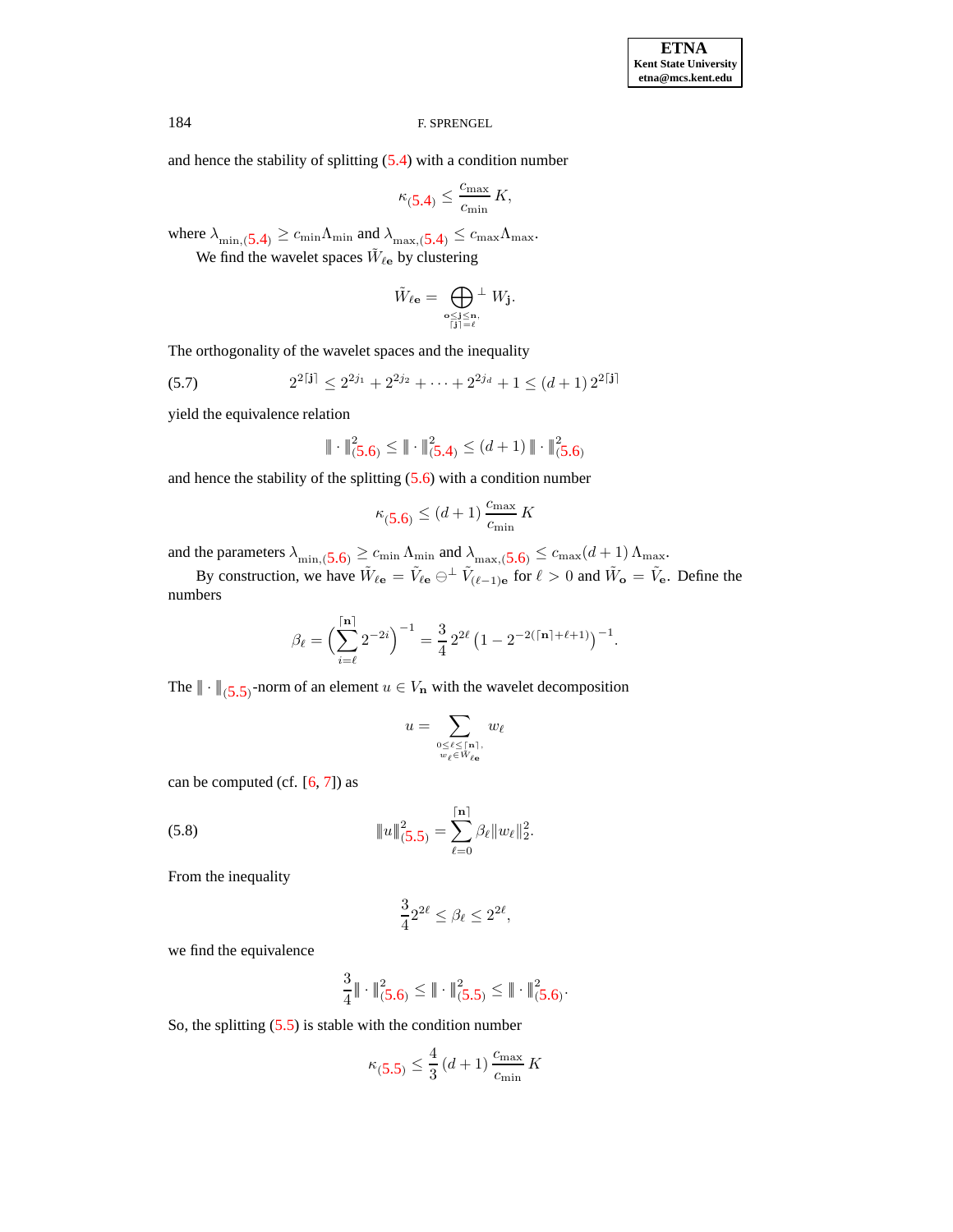and hence the stability of splitting (5.4) with a condition number

$$\kappa_{(5.4)} \leq \frac{c_{\max}}{c_{\min}} K,$$

where $\lambda_{\min,(5.4)} \geq c_{\min}\Lambda_{\min}$ and $\lambda_{\max,(5.4)} \leq c_{\max}\Lambda_{\max}$.

We find the wavelet spaces $\tilde{W}_{\ell\mathbf{e}}$ by clustering

$$\tilde{W}_{\ell\mathbf{e}} = \bigoplus^{\perp}_{\substack{\mathbf{o}\leq\mathbf{j}\leq\mathbf{n},\\ \lceil\mathbf{j}\rceil=\ell}} W_{\mathbf{j}}.$$

The orthogonality of the wavelet spaces and the inequality

$$2^{2\lceil\mathbf{j}\rceil} \leq 2^{2j_1} + 2^{2j_2} + \cdots + 2^{2j_d} + 1 \leq (d+1)\, 2^{2\lceil\mathbf{j}\rceil} \tag{5.7}$$

yield the equivalence relation

$$\|\!| \cdot |\!\|^2_{(5.6)} \leq \|\!| \cdot |\!\|^2_{(5.4)} \leq (d+1)\, \|\!| \cdot |\!\|^2_{(5.6)}$$

and hence the stability of the splitting (5.6) with a condition number

$$\kappa_{(5.6)} \leq (d+1)\, \frac{c_{\max}}{c_{\min}} K$$

and the parameters $\lambda_{\min,(5.6)} \geq c_{\min}\,\Lambda_{\min}$ and $\lambda_{\max,(5.6)} \leq c_{\max}(d+1)\,\Lambda_{\max}$.

By construction, we have $\tilde{W}_{\ell\mathbf{e}} = \tilde{V}_{\ell\mathbf{e}} \ominus^{\perp} \tilde{V}_{(\ell-1)\mathbf{e}}$ for $\ell > 0$ and $\tilde{W}_{\mathbf{o}} = \tilde{V}_{\mathbf{e}}$. Define the numbers

$$\beta_\ell = \Bigl(\sum_{i=\ell}^{\lceil\mathbf{n}\rceil} 2^{-2i}\Bigr)^{-1} = \frac{3}{4}\, 2^{2\ell}\left(1 - 2^{-2(\lceil\mathbf{n}\rceil+\ell+1)}\right)^{-1}.$$

The $\|\!| \cdot |\!\|_{(5.5)}$-norm of an element $u \in V_{\mathbf{n}}$ with the wavelet decomposition

$$u = \sum_{\substack{0\leq\ell\leq\lceil\mathbf{n}\rceil,\\ w_\ell\in\tilde{W}_{\ell\mathbf{e}}}} w_\ell$$

can be computed (cf. [6, 7]) as

$$\|\!| u |\!\|^2_{(5.5)} = \sum_{\ell=0}^{\lceil\mathbf{n}\rceil} \beta_\ell \|w_\ell\|_2^2. \tag{5.8}$$

From the inequality

$$\frac{3}{4} 2^{2\ell} \leq \beta_\ell \leq 2^{2\ell},$$

we find the equivalence

$$\frac{3}{4} \|\!| \cdot |\!\|^2_{(5.6)} \leq \|\!| \cdot |\!\|^2_{(5.5)} \leq \|\!| \cdot |\!\|^2_{(5.6)}.$$

So, the splitting (5.5) is stable with the condition number

$$\kappa_{(5.5)} \leq \frac{4}{3}\,(d+1)\, \frac{c_{\max}}{c_{\min}} K$$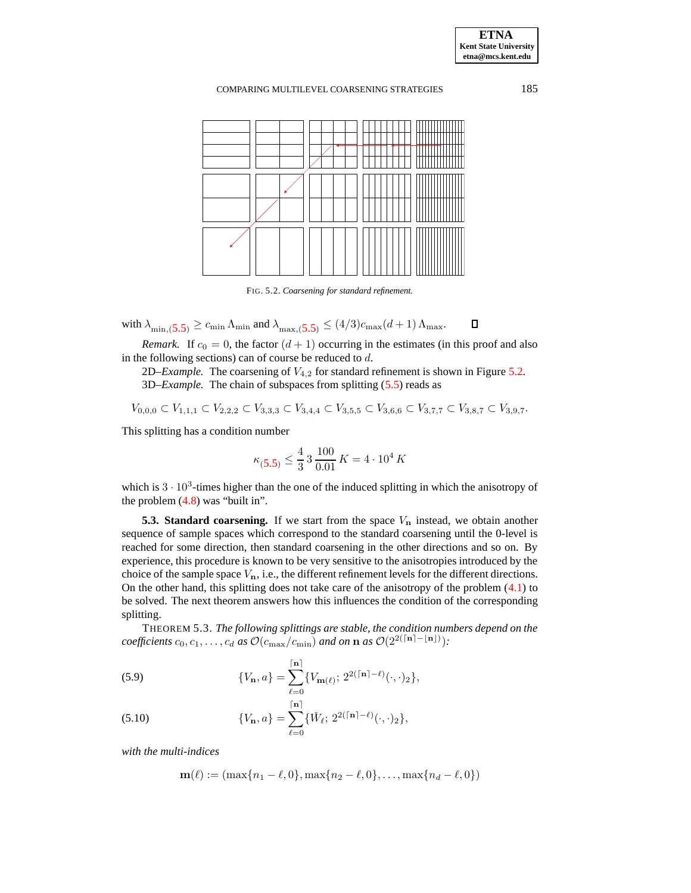FIG. 5.2. *Coarsening for standard refinement.*

with $\lambda_{\min,(5.5)} \geq c_{\min}\,\Lambda_{\min}$ and $\lambda_{\max,(5.5)} \leq (4/3)c_{\max}(d+1)\,\Lambda_{\max}$. ☐

*Remark.* If $c_0 = 0$, the factor $(d+1)$ occurring in the estimates (in this proof and also in the following sections) can of course be reduced to $d$.

2D–*Example.* The coarsening of $V_{4,2}$ for standard refinement is shown in Figure 5.2.

3D–*Example.* The chain of subspaces from splitting (5.5) reads as

$$V_{0,0,0} \subset V_{1,1,1} \subset V_{2,2,2} \subset V_{3,3,3} \subset V_{3,4,4} \subset V_{3,5,5} \subset V_{3,6,6} \subset V_{3,7,7} \subset V_{3,8,7} \subset V_{3,9,7}.$$

This splitting has a condition number

$$\kappa_{(5.5)} \leq \frac{4}{3}\,3\,\frac{100}{0.01}\,K = 4 \cdot 10^4\,K$$

which is $3 \cdot 10^3$-times higher than the one of the induced splitting in which the anisotropy of the problem (4.8) was "built in".

**5.3. Standard coarsening.** If we start from the space $V_{\mathbf{n}}$ instead, we obtain another sequence of sample spaces which correspond to the standard coarsening until the 0-level is reached for some direction, then standard coarsening in the other directions and so on. By experience, this procedure is known to be very sensitive to the anisotropies introduced by the choice of the sample space $V_{\mathbf{n}}$, i.e., the different refinement levels for the different directions. On the other hand, this splitting does not take care of the anisotropy of the problem (4.1) to be solved. The next theorem answers how this influences the condition of the corresponding splitting.

THEOREM 5.3. *The following splittings are stable, the condition numbers depend on the coefficients $c_0, c_1, \ldots, c_d$ as $\mathcal{O}(c_{\max}/c_{\min})$ and on $\mathbf{n}$ as $\mathcal{O}(2^{2(\lceil\mathbf{n}\rceil - \lfloor\mathbf{n}\rfloor)})$:*

$$\{V_{\mathbf{n}}, a\} = \sum_{\ell=0}^{\lceil\mathbf{n}\rceil} \{V_{\mathbf{m}(\ell)};\, 2^{2(\lceil\mathbf{n}\rceil - \ell)}(\cdot,\cdot)_2\}, \tag{5.9}$$

$$\{V_{\mathbf{n}}, a\} = \sum_{\ell=0}^{\lceil\mathbf{n}\rceil} \{\check{W}_{\ell};\, 2^{2(\lceil\mathbf{n}\rceil - \ell)}(\cdot,\cdot)_2\}, \tag{5.10}$$

*with the multi-indices*

$$\mathbf{m}(\ell) := (\max\{n_1 - \ell, 0\}, \max\{n_2 - \ell, 0\}, \ldots, \max\{n_d - \ell, 0\})$$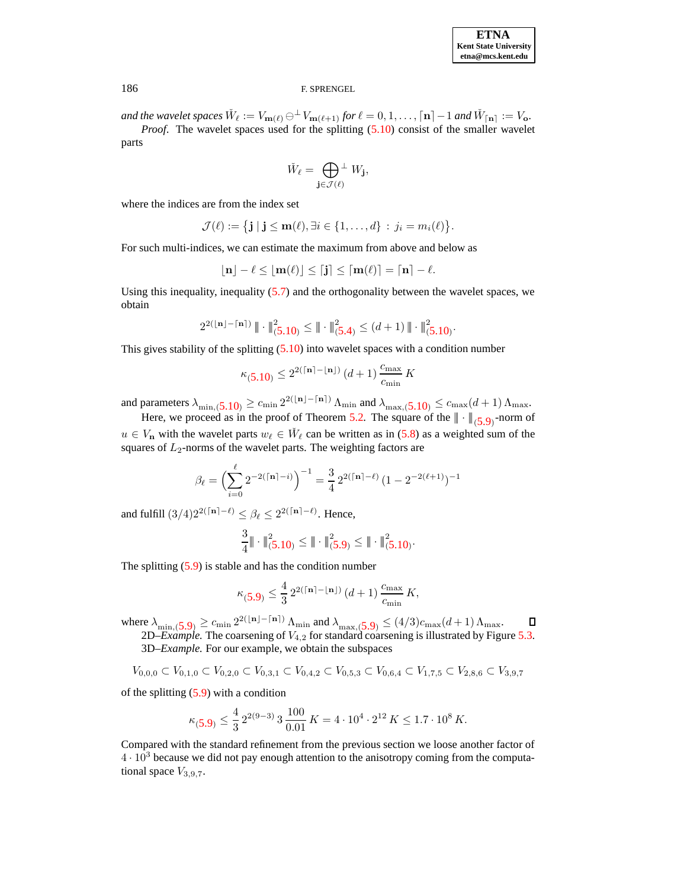*and the wavelet spaces* $\check{W}_\ell := V_{\mathbf{m}(\ell)} \ominus^\perp V_{\mathbf{m}(\ell+1)}$ *for* $\ell = 0, 1, \ldots, \lceil \mathbf{n} \rceil - 1$ *and* $\check{W}_{\lceil \mathbf{n} \rceil} := V_{\mathbf{o}}$.

*Proof.* The wavelet spaces used for the splitting (5.10) consist of the smaller wavelet parts

$$\check{W}_\ell = \bigoplus_{\mathbf{j} \in \mathcal{J}(\ell)}^{\perp} W_{\mathbf{j}},$$

where the indices are from the index set

$$\mathcal{J}(\ell) := \{\mathbf{j} \mid \mathbf{j} \le \mathbf{m}(\ell), \exists i \in \{1, \ldots, d\} \, : \, j_i = m_i(\ell)\}.$$

For such multi-indices, we can estimate the maximum from above and below as

$$\lfloor \mathbf{n} \rfloor - \ell \le \lfloor \mathbf{m}(\ell) \rfloor \le \lceil \mathbf{j} \rceil \le \lceil \mathbf{m}(\ell) \rceil = \lceil \mathbf{n} \rceil - \ell.$$

Using this inequality, inequality (5.7) and the orthogonality between the wavelet spaces, we obtain

$$2^{2(\lfloor \mathbf{n} \rfloor - \lceil \mathbf{n} \rceil)} \, \|\!| \cdot \|\!|^2_{(5.10)} \le \|\!| \cdot \|\!|^2_{(5.4)} \le (d+1) \, \|\!| \cdot \|\!|^2_{(5.10)}.$$

This gives stability of the splitting (5.10) into wavelet spaces with a condition number

$$\kappa_{(5.10)} \le 2^{2(\lceil \mathbf{n} \rceil - \lfloor \mathbf{n} \rfloor)} \, (d+1) \, \frac{c_{\max}}{c_{\min}} \, K$$

and parameters $\lambda_{\min,(5.10)} \ge c_{\min} \, 2^{2(\lfloor \mathbf{n} \rfloor - \lceil \mathbf{n} \rceil)} \, \Lambda_{\min}$ and $\lambda_{\max,(5.10)} \le c_{\max}(d+1) \, \Lambda_{\max}$.

Here, we proceed as in the proof of Theorem 5.2. The square of the $\|\!| \cdot \|\!|_{(5.9)}$-norm of $u \in V_{\mathbf{n}}$ with the wavelet parts $w_\ell \in \check{W}_\ell$ can be written as in (5.8) as a weighted sum of the squares of $L_2$-norms of the wavelet parts. The weighting factors are

$$\beta_\ell = \Big( \sum_{i=0}^{\ell} 2^{-2(\lceil \mathbf{n} \rceil - i)} \Big)^{-1} = \frac{3}{4} \, 2^{2(\lceil \mathbf{n} \rceil - \ell)} \, (1 - 2^{-2(\ell+1)})^{-1}$$

and fulfill $(3/4) 2^{2(\lceil \mathbf{n} \rceil - \ell)} \le \beta_\ell \le 2^{2(\lceil \mathbf{n} \rceil - \ell)}$. Hence,

$$\frac{3}{4} \|\!| \cdot \|\!|^2_{(5.10)} \le \|\!| \cdot \|\!|^2_{(5.9)} \le \|\!| \cdot \|\!|^2_{(5.10)}.$$

The splitting (5.9) is stable and has the condition number

$$\kappa_{(5.9)} \le \frac{4}{3} \, 2^{2(\lceil \mathbf{n} \rceil - \lfloor \mathbf{n} \rfloor)} \, (d+1) \, \frac{c_{\max}}{c_{\min}} \, K,$$

where $\lambda_{\min,(5.9)} \ge c_{\min} \, 2^{2(\lfloor \mathbf{n} \rfloor - \lceil \mathbf{n} \rceil)} \, \Lambda_{\min}$ and $\lambda_{\max,(5.9)} \le (4/3) c_{\max}(d+1) \, \Lambda_{\max}$. ∎

2D–*Example.* The coarsening of $V_{4,2}$ for standard coarsening is illustrated by Figure 5.3.

3D–*Example.* For our example, we obtain the subspaces

$$V_{0,0,0} \subset V_{0,1,0} \subset V_{0,2,0} \subset V_{0,3,1} \subset V_{0,4,2} \subset V_{0,5,3} \subset V_{0,6,4} \subset V_{1,7,5} \subset V_{2,8,6} \subset V_{3,9,7}$$

of the splitting (5.9) with a condition

$$\kappa_{(5.9)} \le \frac{4}{3} \, 2^{2(9-3)} \, 3 \, \frac{100}{0.01} \, K = 4 \cdot 10^4 \cdot 2^{12} \, K \le 1.7 \cdot 10^8 \, K.$$

Compared with the standard refinement from the previous section we loose another factor of $4 \cdot 10^3$ because we did not pay enough attention to the anisotropy coming from the computational space $V_{3,9,7}$.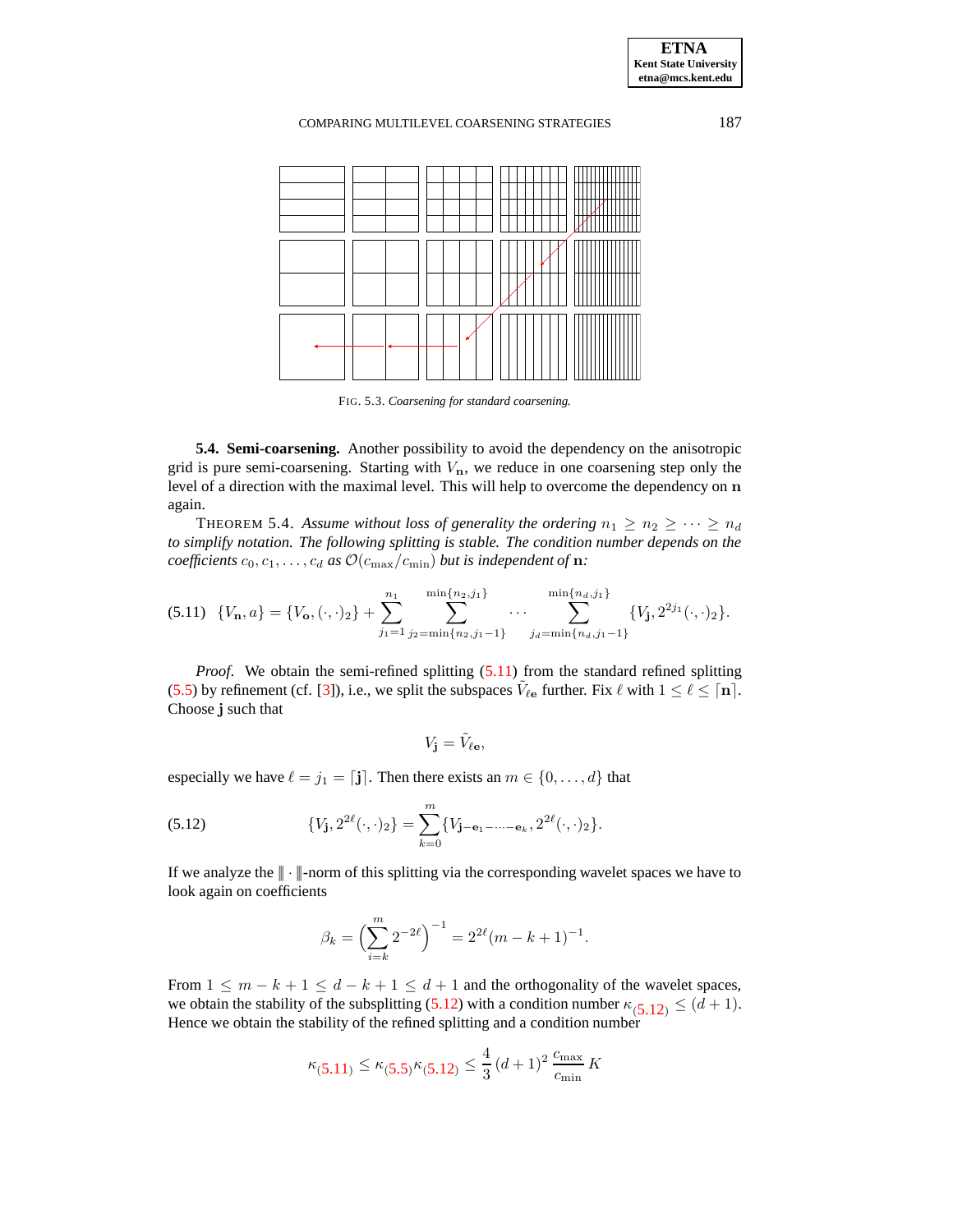FIG. 5.3. *Coarsening for standard coarsening.*

**5.4. Semi-coarsening.** Another possibility to avoid the dependency on the anisotropic grid is pure semi-coarsening. Starting with $V_{\mathbf{n}}$, we reduce in one coarsening step only the level of a direction with the maximal level. This will help to overcome the dependency on $\mathbf{n}$ again.

THEOREM 5.4. *Assume without loss of generality the ordering $n_1 \geq n_2 \geq \cdots \geq n_d$ to simplify notation. The following splitting is stable. The condition number depends on the coefficients $c_0, c_1, \ldots, c_d$ as $\mathcal{O}(c_{\max}/c_{\min})$ but is independent of $\mathbf{n}$:*

$$\{V_{\mathbf{n}}, a\} = \{V_{\mathbf{o}}, (\cdot,\cdot)_2\} + \sum_{j_1=1}^{n_1} \sum_{j_2=\min\{n_2, j_1-1\}}^{\min\{n_2, j_1\}} \cdots \sum_{j_d=\min\{n_d, j_1-1\}}^{\min\{n_d, j_1\}} \{V_{\mathbf{j}}, 2^{2j_1}(\cdot,\cdot)_2\}. \tag{5.11}$$

*Proof.* We obtain the semi-refined splitting (5.11) from the standard refined splitting (5.5) by refinement (cf. [3]), i.e., we split the subspaces $\tilde{V}_{\ell\mathbf{e}}$ further. Fix $\ell$ with $1 \leq \ell \leq \lceil \mathbf{n} \rceil$. Choose $\mathbf{j}$ such that

$$V_{\mathbf{j}} = \tilde{V}_{\ell\mathbf{e}},$$

especially we have $\ell = j_1 = \lceil \mathbf{j} \rceil$. Then there exists an $m \in \{0, \ldots, d\}$ that

$$\{V_{\mathbf{j}}, 2^{2\ell}(\cdot,\cdot)_2\} = \sum_{k=0}^{m} \{V_{\mathbf{j}-\mathbf{e}_1-\cdots-\mathbf{e}_k}, 2^{2\ell}(\cdot,\cdot)_2\}. \tag{5.12}$$

If we analyze the $|\!|\!| \cdot |\!|\!|$-norm of this splitting via the corresponding wavelet spaces we have to look again on coefficients

$$\beta_k = \left(\sum_{i=k}^{m} 2^{-2\ell}\right)^{-1} = 2^{2\ell}(m-k+1)^{-1}.$$

From $1 \leq m-k+1 \leq d-k+1 \leq d+1$ and the orthogonality of the wavelet spaces, we obtain the stability of the subsplitting (5.12) with a condition number $\kappa_{(5.12)} \leq (d+1)$. Hence we obtain the stability of the refined splitting and a condition number

$$\kappa_{(5.11)} \leq \kappa_{(5.5)} \kappa_{(5.12)} \leq \frac{4}{3}(d+1)^2 \frac{c_{\max}}{c_{\min}} K$$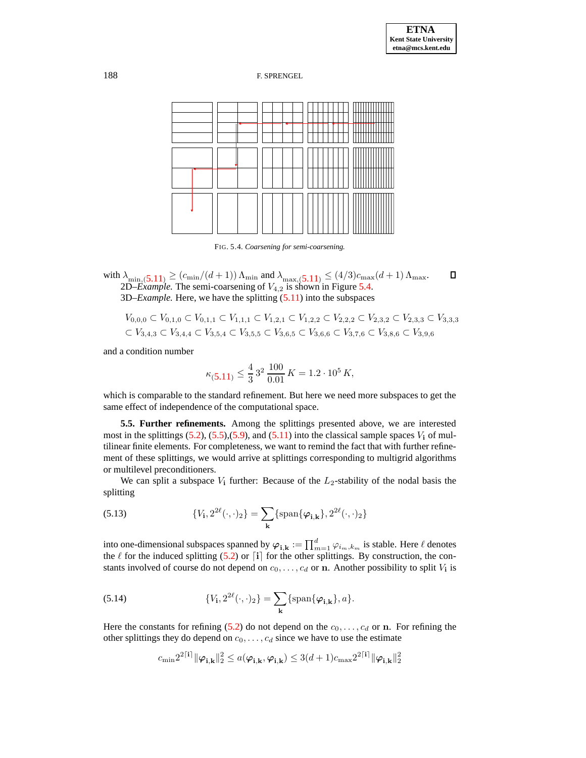FIG. 5.4. *Coarsening for semi-coarsening.*

with $\lambda_{\min,(5.11)} \geq (c_{\min}/(d+1))\,\Lambda_{\min}$ and $\lambda_{\max,(5.11)} \leq (4/3)c_{\max}(d+1)\,\Lambda_{\max}$. ◻

2D–*Example.* The semi-coarsening of $V_{4,2}$ is shown in Figure 5.4.

3D–*Example.* Here, we have the splitting (5.11) into the subspaces

$$V_{0,0,0} \subset V_{0,1,0} \subset V_{0,1,1} \subset V_{1,1,1} \subset V_{1,2,1} \subset V_{1,2,2} \subset V_{2,2,2} \subset V_{2,3,2} \subset V_{2,3,3} \subset V_{3,3,3}$$
$$\subset V_{3,4,3} \subset V_{3,4,4} \subset V_{3,5,4} \subset V_{3,5,5} \subset V_{3,6,5} \subset V_{3,6,6} \subset V_{3,7,6} \subset V_{3,8,6} \subset V_{3,9,6}$$

and a condition number

$$\kappa_{(5.11)} \leq \frac{4}{3}\,3^2\,\frac{100}{0.01}\,K = 1.2 \cdot 10^5\,K,$$

which is comparable to the standard refinement. But here we need more subspaces to get the same effect of independence of the computational space.

**5.5. Further refinements.** Among the splittings presented above, we are interested most in the splittings (5.2), (5.5),(5.9), and (5.11) into the classical sample spaces $V_{\mathbf{i}}$ of multilinear finite elements. For completeness, we want to remind the fact that with further refinement of these splittings, we would arrive at splittings corresponding to multigrid algorithms or multilevel preconditioners.

We can split a subspace $V_{\mathbf{i}}$ further: Because of the $L_2$-stability of the nodal basis the splitting

$$\{V_{\mathbf{i}}, 2^{2\ell}(\cdot,\cdot)_2\} = \sum_{\mathbf{k}} \{\operatorname{span}\{\boldsymbol{\varphi}_{\mathbf{i},\mathbf{k}}\}, 2^{2\ell}(\cdot,\cdot)_2\} \tag{5.13}$$

into one-dimensional subspaces spanned by $\boldsymbol{\varphi}_{\mathbf{i},\mathbf{k}} := \prod_{m=1}^{d} \varphi_{i_m,k_m}$ is stable. Here $\ell$ denotes the $\ell$ for the induced splitting (5.2) or $\lceil \mathbf{i} \rceil$ for the other splittings. By construction, the constants involved of course do not depend on $c_0, \ldots, c_d$ or $\mathbf{n}$. Another possibility to split $V_{\mathbf{i}}$ is

$$\{V_{\mathbf{i}}, 2^{2\ell}(\cdot,\cdot)_2\} = \sum_{\mathbf{k}} \{\operatorname{span}\{\boldsymbol{\varphi}_{\mathbf{i},\mathbf{k}}\}, a\}. \tag{5.14}$$

Here the constants for refining (5.2) do not depend on the $c_0, \ldots, c_d$ or $\mathbf{n}$. For refining the other splittings they do depend on $c_0, \ldots, c_d$ since we have to use the estimate

$$c_{\min} 2^{2\lceil \mathbf{i} \rceil} \|\boldsymbol{\varphi}_{\mathbf{i},\mathbf{k}}\|_2^2 \leq a(\boldsymbol{\varphi}_{\mathbf{i},\mathbf{k}}, \boldsymbol{\varphi}_{\mathbf{i},\mathbf{k}}) \leq 3(d+1)c_{\max} 2^{2\lceil \mathbf{i} \rceil} \|\boldsymbol{\varphi}_{\mathbf{i},\mathbf{k}}\|_2^2$$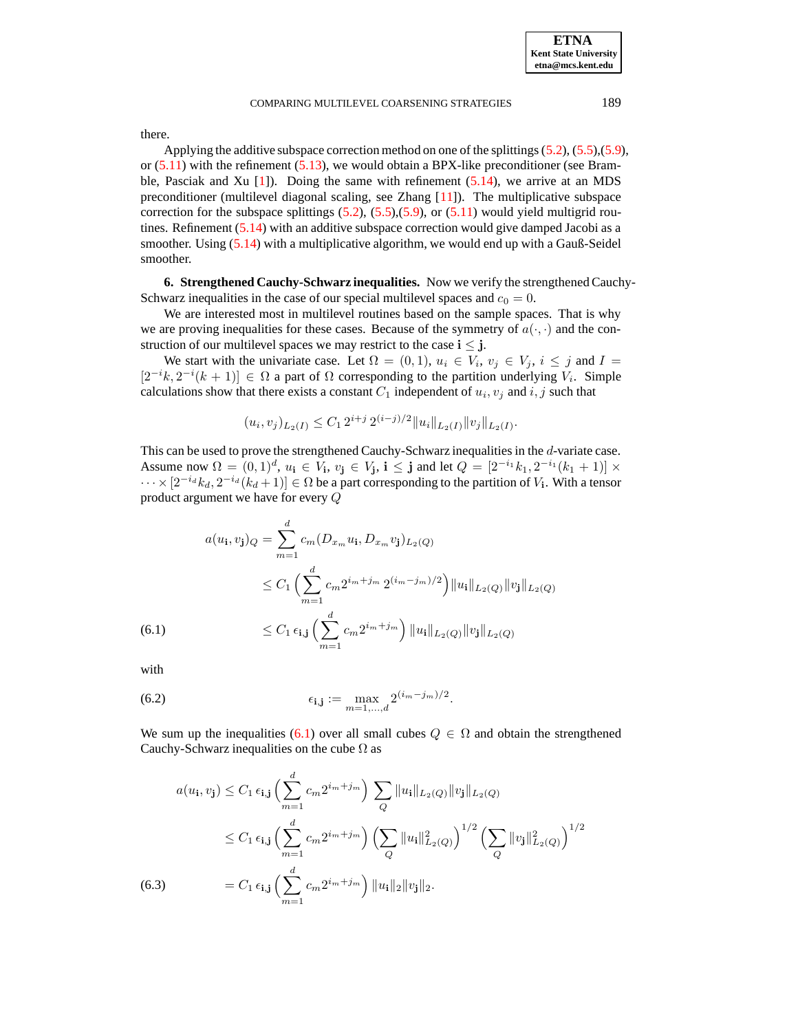there.

Applying the additive subspace correction method on one of the splittings (5.2), (5.5),(5.9), or (5.11) with the refinement (5.13), we would obtain a BPX-like preconditioner (see Bramble, Pasciak and Xu [1]). Doing the same with refinement (5.14), we arrive at an MDS preconditioner (multilevel diagonal scaling, see Zhang [11]). The multiplicative subspace correction for the subspace splittings (5.2), (5.5),(5.9), or (5.11) would yield multigrid routines. Refinement (5.14) with an additive subspace correction would give damped Jacobi as a smoother. Using (5.14) with a multiplicative algorithm, we would end up with a Gauß-Seidel smoother.

## 6. Strengthened Cauchy-Schwarz inequalities.

Now we verify the strengthened Cauchy-Schwarz inequalities in the case of our special multilevel spaces and $c_0 = 0$.

We are interested most in multilevel routines based on the sample spaces. That is why we are proving inequalities for these cases. Because of the symmetry of $a(\cdot,\cdot)$ and the construction of our multilevel spaces we may restrict to the case $\mathbf{i} \leq \mathbf{j}$.

We start with the univariate case. Let $\Omega = (0,1)$, $u_i \in V_i$, $v_j \in V_j$, $i \leq j$ and $I = [2^{-i}k, 2^{-i}(k+1)] \in \Omega$ a part of $\Omega$ corresponding to the partition underlying $V_i$. Simple calculations show that there exists a constant $C_1$ independent of $u_i, v_j$ and $i, j$ such that

$$(u_i, v_j)_{L_2(I)} \leq C_1\, 2^{i+j}\, 2^{(i-j)/2} \|u_i\|_{L_2(I)} \|v_j\|_{L_2(I)}.$$

This can be used to prove the strengthened Cauchy-Schwarz inequalities in the $d$-variate case. Assume now $\Omega = (0,1)^d$, $u_\mathbf{i} \in V_\mathbf{i}$, $v_\mathbf{j} \in V_\mathbf{j}$, $\mathbf{i} \leq \mathbf{j}$ and let $Q = [2^{-i_1}k_1, 2^{-i_1}(k_1+1)] \times \cdots \times [2^{-i_d}k_d, 2^{-i_d}(k_d+1)] \in \Omega$ be a part corresponding to the partition of $V_\mathbf{i}$. With a tensor product argument we have for every $Q$

$$
\begin{aligned}
a(u_\mathbf{i}, v_\mathbf{j})_Q &= \sum_{m=1}^{d} c_m (D_{x_m} u_\mathbf{i}, D_{x_m} v_\mathbf{j})_{L_2(Q)} \\
&\leq C_1 \left( \sum_{m=1}^{d} c_m 2^{i_m+j_m}\, 2^{(i_m-j_m)/2} \right) \|u_\mathbf{i}\|_{L_2(Q)} \|v_\mathbf{j}\|_{L_2(Q)} \\
&\leq C_1\, \epsilon_{\mathbf{i},\mathbf{j}} \left( \sum_{m=1}^{d} c_m 2^{i_m+j_m} \right) \|u_\mathbf{i}\|_{L_2(Q)} \|v_\mathbf{j}\|_{L_2(Q)} \qquad (6.1)
\end{aligned}
$$

with

$$\epsilon_{\mathbf{i},\mathbf{j}} := \max_{m=1,\dots,d} 2^{(i_m-j_m)/2}. \qquad (6.2)$$

We sum up the inequalities (6.1) over all small cubes $Q \in \Omega$ and obtain the strengthened Cauchy-Schwarz inequalities on the cube $\Omega$ as

$$
\begin{aligned}
a(u_\mathbf{i}, v_\mathbf{j}) &\leq C_1\, \epsilon_{\mathbf{i},\mathbf{j}} \left( \sum_{m=1}^{d} c_m 2^{i_m+j_m} \right) \sum_{Q} \|u_\mathbf{i}\|_{L_2(Q)} \|v_\mathbf{j}\|_{L_2(Q)} \\
&\leq C_1\, \epsilon_{\mathbf{i},\mathbf{j}} \left( \sum_{m=1}^{d} c_m 2^{i_m+j_m} \right) \left( \sum_{Q} \|u_\mathbf{i}\|^2_{L_2(Q)} \right)^{1/2} \left( \sum_{Q} \|v_\mathbf{j}\|^2_{L_2(Q)} \right)^{1/2} \\
&= C_1\, \epsilon_{\mathbf{i},\mathbf{j}} \left( \sum_{m=1}^{d} c_m 2^{i_m+j_m} \right) \|u_\mathbf{i}\|_2 \|v_\mathbf{j}\|_2. \qquad (6.3)
\end{aligned}
$$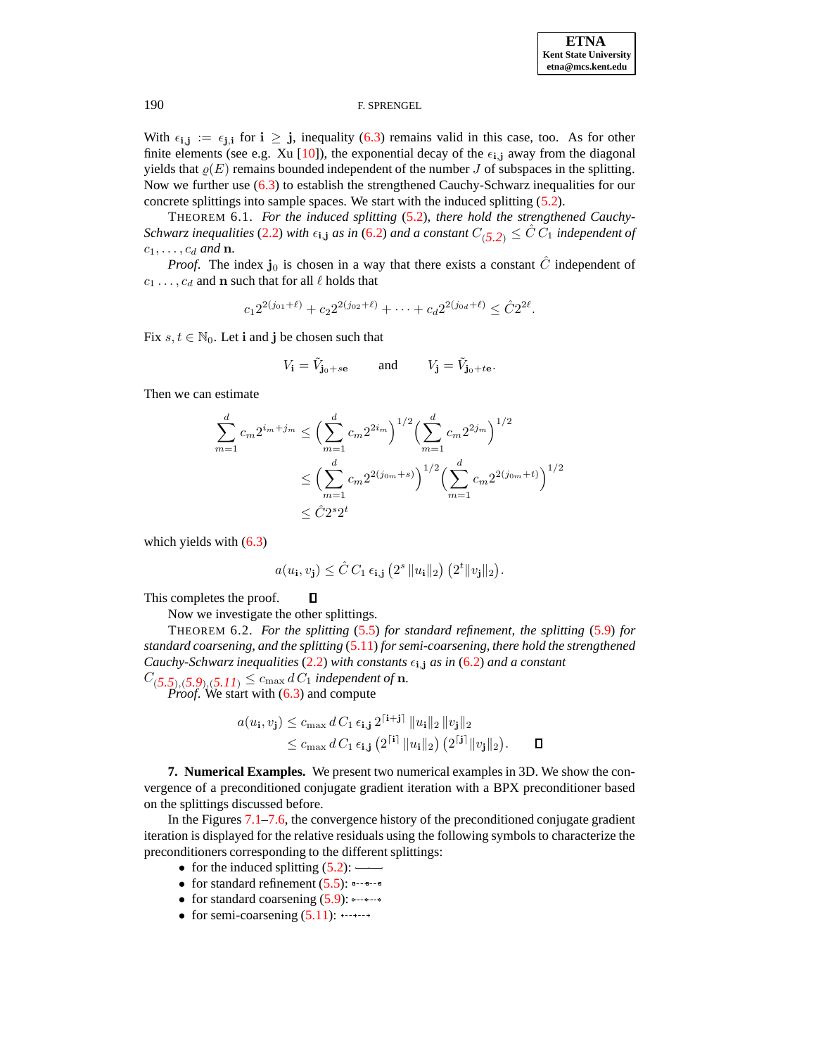With $\epsilon_{\mathbf{i},\mathbf{j}} := \epsilon_{\mathbf{j},\mathbf{i}}$ for $\mathbf{i} \geq \mathbf{j}$, inequality (6.3) remains valid in this case, too. As for other finite elements (see e.g. Xu [10]), the exponential decay of the $\epsilon_{\mathbf{i},\mathbf{j}}$ away from the diagonal yields that $\varrho(E)$ remains bounded independent of the number $J$ of subspaces in the splitting. Now we further use (6.3) to establish the strengthened Cauchy-Schwarz inequalities for our concrete splittings into sample spaces. We start with the induced splitting (5.2).

THEOREM 6.1. *For the induced splitting (5.2), there hold the strengthened Cauchy-Schwarz inequalities (2.2) with $\epsilon_{\mathbf{i},\mathbf{j}}$ as in (6.2) and a constant $C_{(5.2)} \leq \hat{C}\, C_1$ independent of $c_1, \ldots, c_d$ and $\mathbf{n}$.*

*Proof.* The index $\mathbf{j}_0$ is chosen in a way that there exists a constant $\hat{C}$ independent of $c_1 \ldots, c_d$ and $\mathbf{n}$ such that for all $\ell$ holds that

$$c_1 2^{2(j_{01}+\ell)} + c_2 2^{2(j_{02}+\ell)} + \cdots + c_d 2^{2(j_{0d}+\ell)} \leq \hat{C} 2^{2\ell}.$$

Fix $s, t \in \mathbb{N}_0$. Let $\mathbf{i}$ and $\mathbf{j}$ be chosen such that

$$V_{\mathbf{i}} = \tilde{V}_{\mathbf{j}_0+s\mathbf{e}} \qquad \text{and} \qquad V_{\mathbf{j}} = \tilde{V}_{\mathbf{j}_0+t\mathbf{e}}.$$

Then we can estimate

$$\begin{aligned}
\sum_{m=1}^{d} c_m 2^{i_m+j_m} &\leq \Big(\sum_{m=1}^{d} c_m 2^{2i_m}\Big)^{1/2}\Big(\sum_{m=1}^{d} c_m 2^{2j_m}\Big)^{1/2} \\
&\leq \Big(\sum_{m=1}^{d} c_m 2^{2(j_{0m}+s)}\Big)^{1/2}\Big(\sum_{m=1}^{d} c_m 2^{2(j_{0m}+t)}\Big)^{1/2} \\
&\leq \hat{C} 2^s 2^t
\end{aligned}$$

which yields with (6.3)

$$a(u_{\mathbf{i}}, v_{\mathbf{j}}) \leq \hat{C}\, C_1\, \epsilon_{\mathbf{i},\mathbf{j}} \left(2^s \,\|u_{\mathbf{i}}\|_2\right) \left(2^t \|v_{\mathbf{j}}\|_2\right).$$

This completes the proof. $\square$

Now we investigate the other splittings.

THEOREM 6.2. *For the splitting (5.5) for standard refinement, the splitting (5.9) for standard coarsening, and the splitting (5.11) for semi-coarsening, there hold the strengthened Cauchy-Schwarz inequalities (2.2) with constants $\epsilon_{\mathbf{i},\mathbf{j}}$ as in (6.2) and a constant $C_{(5.5),(5.9),(5.11)} \leq c_{\max}\, d\, C_1$ independent of $\mathbf{n}$.*

*Proof.* We start with (6.3) and compute

$$\begin{aligned}
a(u_{\mathbf{i}}, v_{\mathbf{j}}) &\leq c_{\max}\, d\, C_1\, \epsilon_{\mathbf{i},\mathbf{j}}\, 2^{\lceil \mathbf{i}+\mathbf{j} \rceil}\, \|u_{\mathbf{i}}\|_2\, \|v_{\mathbf{j}}\|_2 \\
&\leq c_{\max}\, d\, C_1\, \epsilon_{\mathbf{i},\mathbf{j}} \left(2^{\lceil \mathbf{i} \rceil}\, \|u_{\mathbf{i}}\|_2\right) \left(2^{\lceil \mathbf{j} \rceil} \|v_{\mathbf{j}}\|_2\right). \qquad \square
\end{aligned}$$

**7. Numerical Examples.** We present two numerical examples in 3D. We show the convergence of a preconditioned conjugate gradient iteration with a BPX preconditioner based on the splittings discussed before.

In the Figures 7.1–7.6, the convergence history of the preconditioned conjugate gradient iteration is displayed for the relative residuals using the following symbols to characterize the preconditioners corresponding to the different splittings:

- for the induced splitting (5.2): ——
- for standard refinement (5.5): ▫--▫--▫
- for standard coarsening (5.9): ◇--◇--◇
- for semi-coarsening (5.11): +--+--+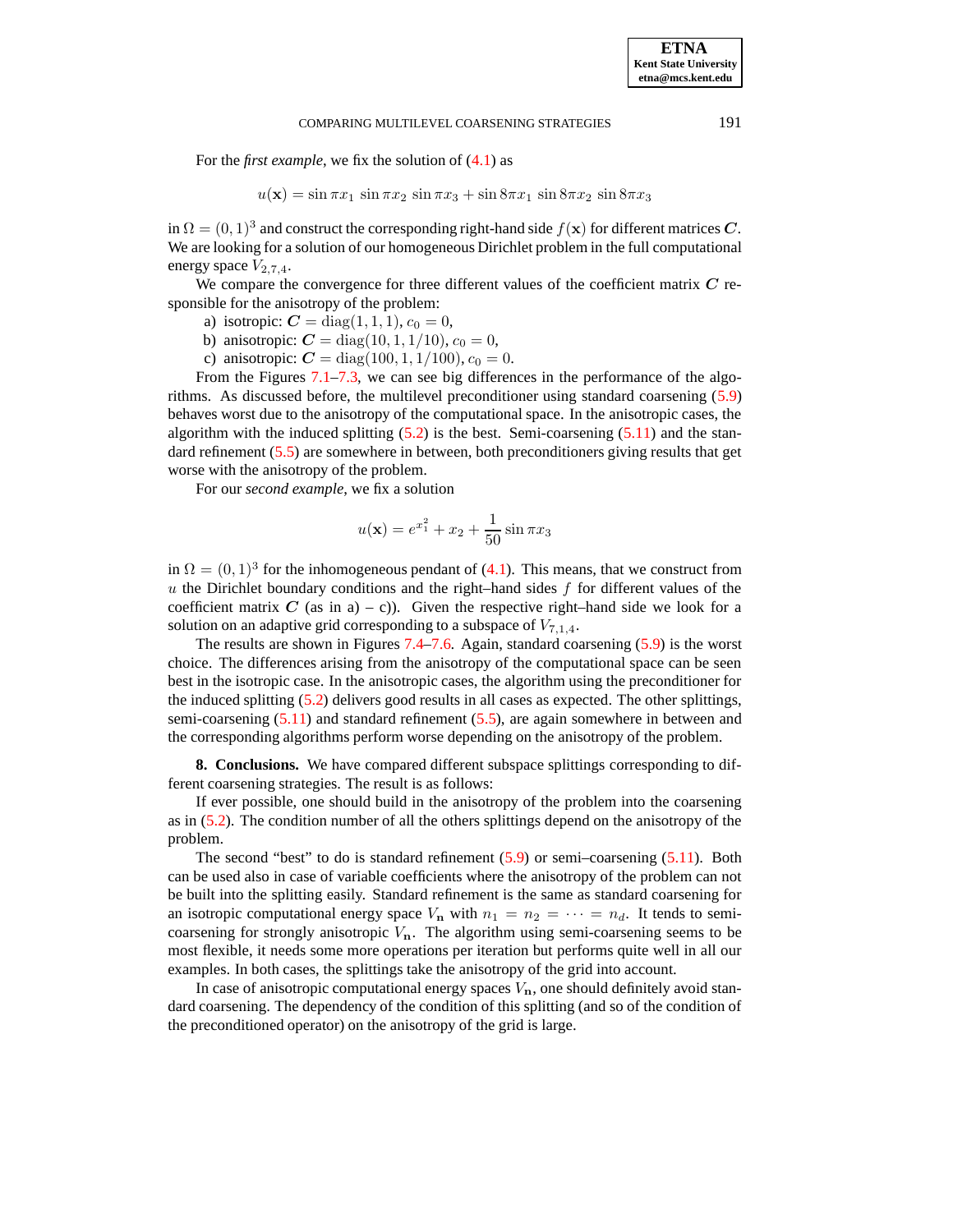For the *first example*, we fix the solution of (4.1) as

$$u(\mathbf{x}) = \sin \pi x_1 \, \sin \pi x_2 \, \sin \pi x_3 + \sin 8\pi x_1 \, \sin 8\pi x_2 \, \sin 8\pi x_3$$

in $\Omega = (0,1)^3$ and construct the corresponding right-hand side $f(\mathbf{x})$ for different matrices $\boldsymbol{C}$. We are looking for a solution of our homogeneous Dirichlet problem in the full computational energy space $V_{2,7,4}$.

We compare the convergence for three different values of the coefficient matrix $\boldsymbol{C}$ responsible for the anisotropy of the problem:

a) isotropic: $\boldsymbol{C} = \mathrm{diag}(1,1,1)$, $c_0 = 0$,

b) anisotropic: $\boldsymbol{C} = \mathrm{diag}(10,1,1/10)$, $c_0 = 0$,

c) anisotropic: $\boldsymbol{C} = \mathrm{diag}(100,1,1/100)$, $c_0 = 0$.

From the Figures 7.1–7.3, we can see big differences in the performance of the algorithms. As discussed before, the multilevel preconditioner using standard coarsening (5.9) behaves worst due to the anisotropy of the computational space. In the anisotropic cases, the algorithm with the induced splitting (5.2) is the best. Semi-coarsening (5.11) and the standard refinement (5.5) are somewhere in between, both preconditioners giving results that get worse with the anisotropy of the problem.

For our *second example*, we fix a solution

$$u(\mathbf{x}) = e^{x_1^2} + x_2 + \frac{1}{50} \sin \pi x_3$$

in $\Omega = (0,1)^3$ for the inhomogeneous pendant of (4.1). This means, that we construct from $u$ the Dirichlet boundary conditions and the right–hand sides $f$ for different values of the coefficient matrix $\boldsymbol{C}$ (as in a) – c)). Given the respective right–hand side we look for a solution on an adaptive grid corresponding to a subspace of $V_{7,1,4}$.

The results are shown in Figures 7.4–7.6. Again, standard coarsening (5.9) is the worst choice. The differences arising from the anisotropy of the computational space can be seen best in the isotropic case. In the anisotropic cases, the algorithm using the preconditioner for the induced splitting (5.2) delivers good results in all cases as expected. The other splittings, semi-coarsening (5.11) and standard refinement (5.5), are again somewhere in between and the corresponding algorithms perform worse depending on the anisotropy of the problem.

## 8. Conclusions.

We have compared different subspace splittings corresponding to different coarsening strategies. The result is as follows:

If ever possible, one should build in the anisotropy of the problem into the coarsening as in (5.2). The condition number of all the others splittings depend on the anisotropy of the problem.

The second "best" to do is standard refinement (5.9) or semi–coarsening (5.11). Both can be used also in case of variable coefficients where the anisotropy of the problem can not be built into the splitting easily. Standard refinement is the same as standard coarsening for an isotropic computational energy space $V_{\mathbf{n}}$ with $n_1 = n_2 = \cdots = n_d$. It tends to semi-coarsening for strongly anisotropic $V_{\mathbf{n}}$. The algorithm using semi-coarsening seems to be most flexible, it needs some more operations per iteration but performs quite well in all our examples. In both cases, the splittings take the anisotropy of the grid into account.

In case of anisotropic computational energy spaces $V_{\mathbf{n}}$, one should definitely avoid standard coarsening. The dependency of the condition of this splitting (and so of the condition of the preconditioned operator) on the anisotropy of the grid is large.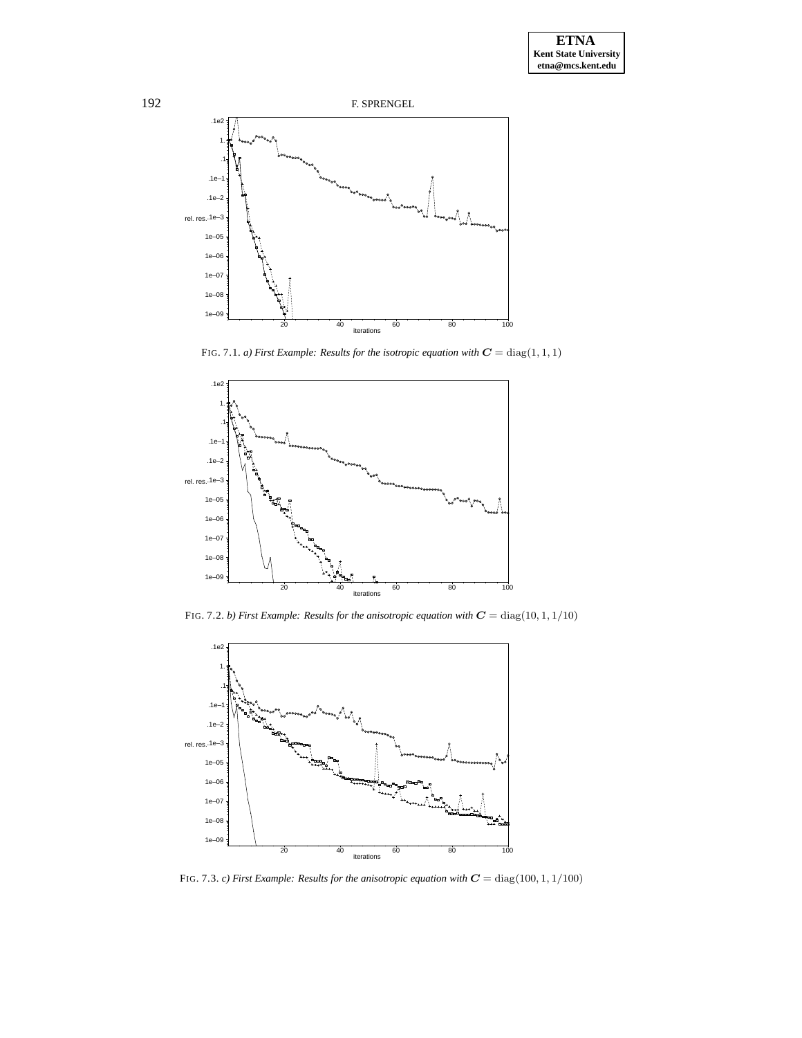FIG. 7.1. *a) First Example: Results for the isotropic equation with* $C = \mathrm{diag}(1,1,1)$

FIG. 7.2. *b) First Example: Results for the anisotropic equation with* $C = \mathrm{diag}(10,1,1/10)$

FIG. 7.3. *c) First Example: Results for the anisotropic equation with* $C = \mathrm{diag}(100,1,1/100)$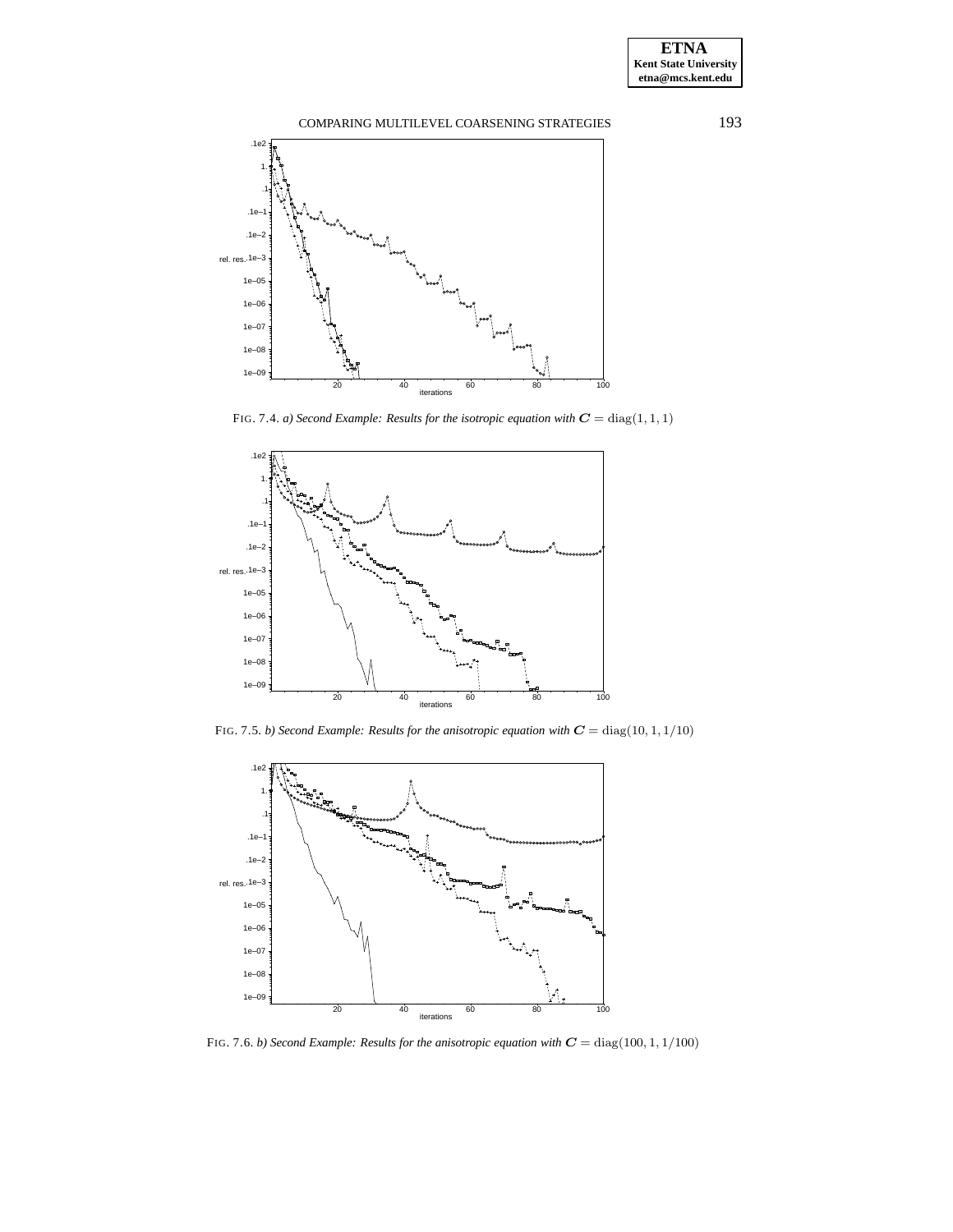FIG. 7.4. *a) Second Example: Results for the isotropic equation with* $\boldsymbol{C} = \mathrm{diag}(1, 1, 1)$

FIG. 7.5. *b) Second Example: Results for the anisotropic equation with* $\boldsymbol{C} = \mathrm{diag}(10, 1, 1/10)$

FIG. 7.6. *b) Second Example: Results for the anisotropic equation with* $\boldsymbol{C} = \mathrm{diag}(100, 1, 1/100)$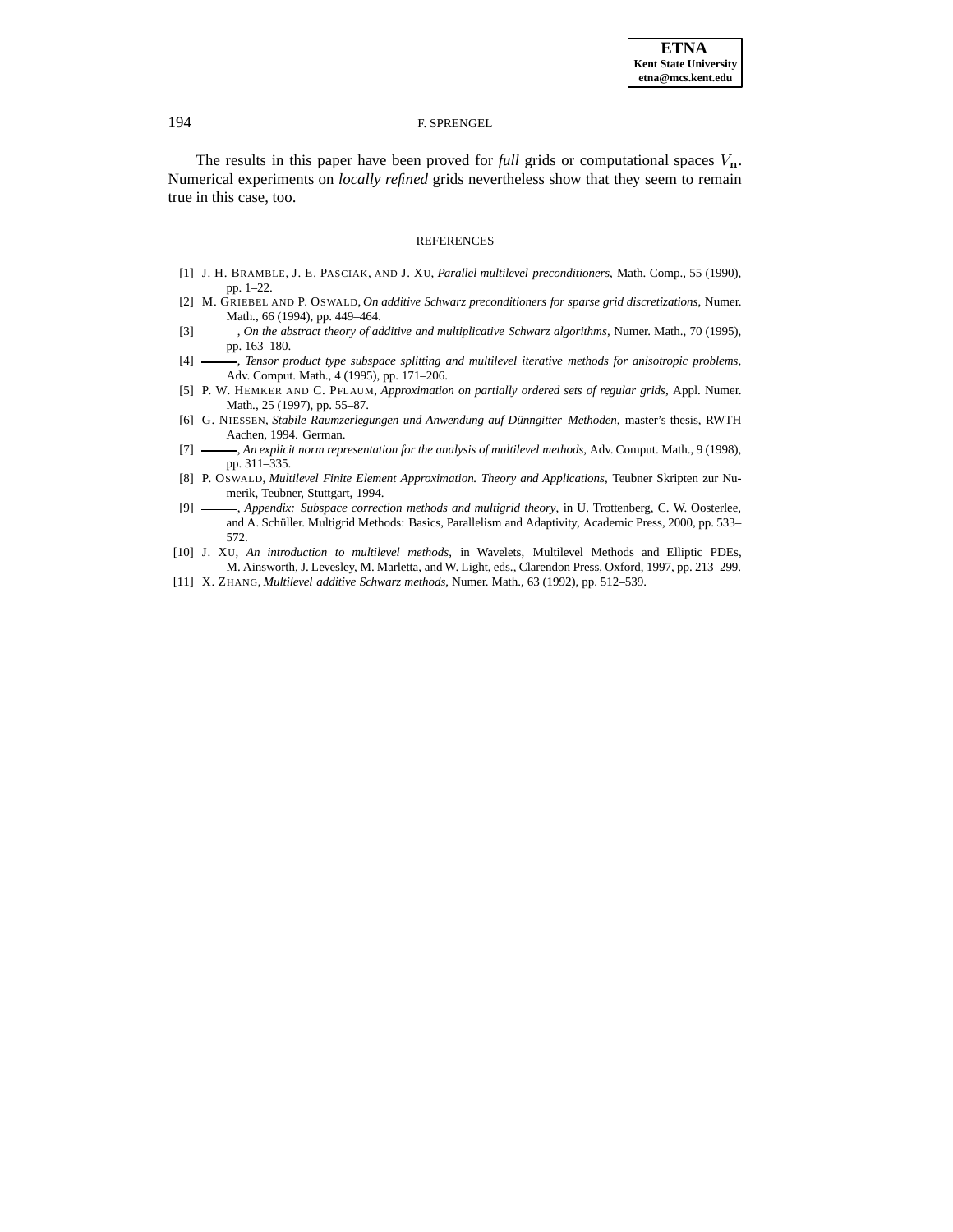The results in this paper have been proved for *full* grids or computational spaces $V_{\mathbf{n}}$. Numerical experiments on *locally refined* grids nevertheless show that they seem to remain true in this case, too.

## REFERENCES

[1] J. H. Bramble, J. E. Pasciak, and J. Xu, *Parallel multilevel preconditioners*, Math. Comp., 55 (1990), pp. 1–22.

[2] M. Griebel and P. Oswald, *On additive Schwarz preconditioners for sparse grid discretizations*, Numer. Math., 66 (1994), pp. 449–464.

[3] ———, *On the abstract theory of additive and multiplicative Schwarz algorithms*, Numer. Math., 70 (1995), pp. 163–180.

[4] ———, *Tensor product type subspace splitting and multilevel iterative methods for anisotropic problems*, Adv. Comput. Math., 4 (1995), pp. 171–206.

[5] P. W. Hemker and C. Pflaum, *Approximation on partially ordered sets of regular grids*, Appl. Numer. Math., 25 (1997), pp. 55–87.

[6] G. Niessen, *Stabile Raumzerlegungen und Anwendung auf Dünngitter–Methoden*, master's thesis, RWTH Aachen, 1994. German.

[7] ———, *An explicit norm representation for the analysis of multilevel methods*, Adv. Comput. Math., 9 (1998), pp. 311–335.

[8] P. Oswald, *Multilevel Finite Element Approximation. Theory and Applications*, Teubner Skripten zur Numerik, Teubner, Stuttgart, 1994.

[9] ———, *Appendix: Subspace correction methods and multigrid theory*, in U. Trottenberg, C. W. Oosterlee, and A. Schüller. Multigrid Methods: Basics, Parallelism and Adaptivity, Academic Press, 2000, pp. 533–572.

[10] J. Xu, *An introduction to multilevel methods*, in Wavelets, Multilevel Methods and Elliptic PDEs, M. Ainsworth, J. Levesley, M. Marletta, and W. Light, eds., Clarendon Press, Oxford, 1997, pp. 213–299.

[11] X. Zhang, *Multilevel additive Schwarz methods*, Numer. Math., 63 (1992), pp. 512–539.